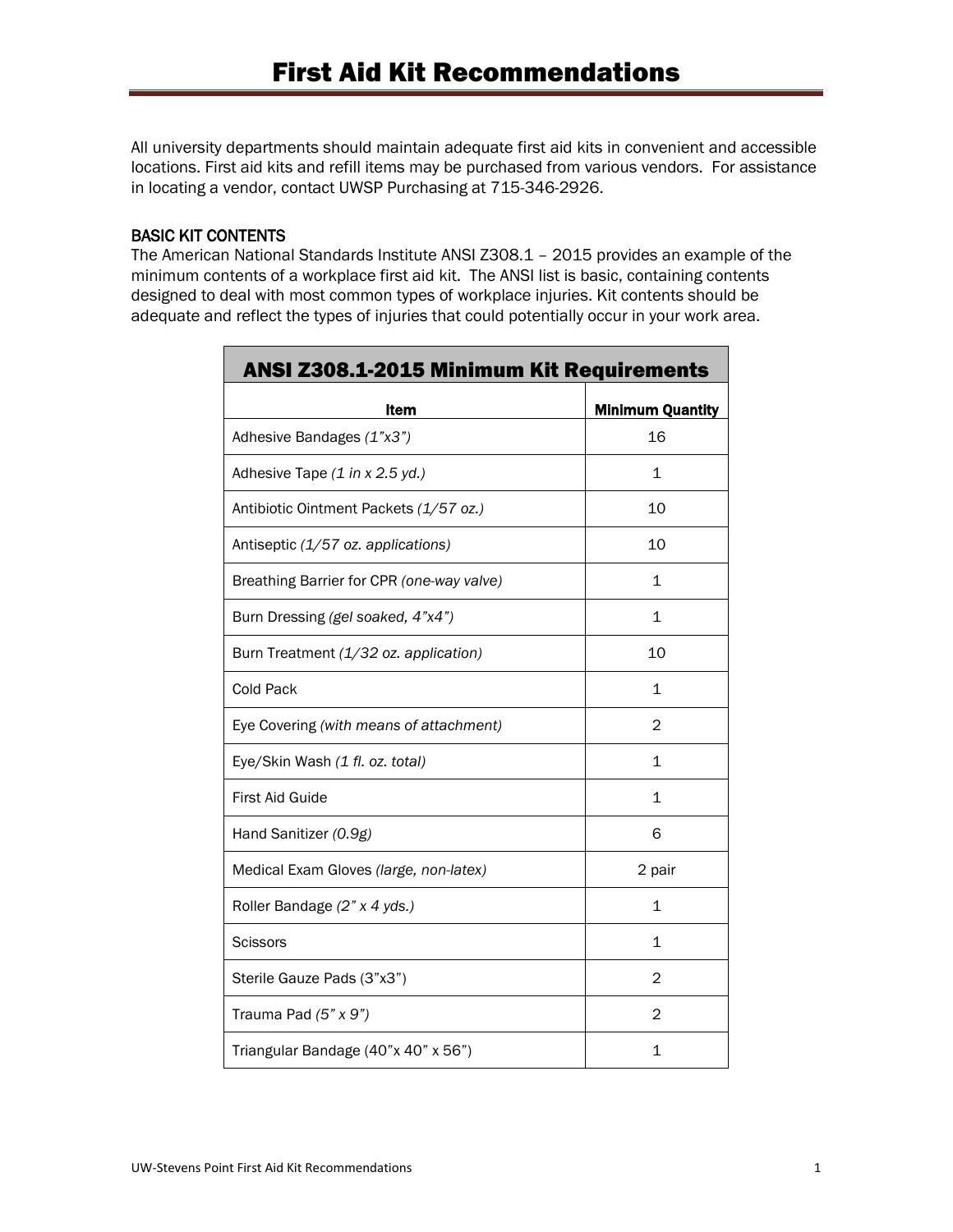# First Aid Kit Recommendations

All university departments should maintain adequate first aid kits in convenient and accessible locations. First aid kits and refill items may be purchased from various vendors. For assistance in locating a vendor, contact UWSP Purchasing at 715-346-2926.

## BASIC KIT CONTENTS

The American National Standards Institute ANSI Z308.1 – 2015 provides an example of the minimum contents of a workplace first aid kit. The ANSI list is basic, containing contents designed to deal with most common types of workplace injuries. Kit contents should be adequate and reflect the types of injuries that could potentially occur in your work area.

| ANSI Z308.1-2015 Minimum Kit Requirements | |
|---|---|
| **Item** | **Minimum Quantity** |
| Adhesive Bandages *(1"x3")* | 16 |
| Adhesive Tape *(1 in x 2.5 yd.)* | 1 |
| Antibiotic Ointment Packets *(1/57 oz.)* | 10 |
| Antiseptic *(1/57 oz. applications)* | 10 |
| Breathing Barrier for CPR *(one-way valve)* | 1 |
| Burn Dressing *(gel soaked, 4"x4")* | 1 |
| Burn Treatment *(1/32 oz. application)* | 10 |
| Cold Pack | 1 |
| Eye Covering *(with means of attachment)* | 2 |
| Eye/Skin Wash *(1 fl. oz. total)* | 1 |
| First Aid Guide | 1 |
| Hand Sanitizer *(0.9g)* | 6 |
| Medical Exam Gloves *(large, non-latex)* | 2 pair |
| Roller Bandage *(2" x 4 yds.)* | 1 |
| Scissors | 1 |
| Sterile Gauze Pads (3"x3") | 2 |
| Trauma Pad *(5" x 9")* | 2 |
| Triangular Bandage (40"x 40" x 56") | 1 |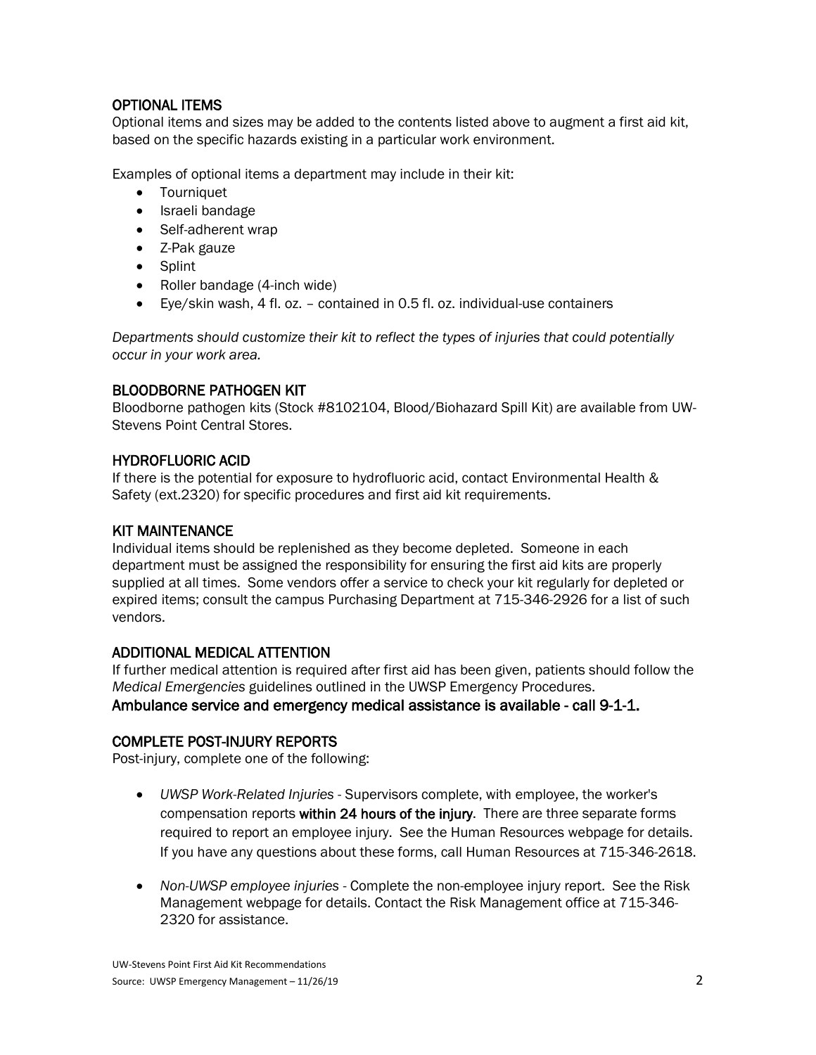## OPTIONAL ITEMS

Optional items and sizes may be added to the contents listed above to augment a first aid kit, based on the specific hazards existing in a particular work environment.

Examples of optional items a department may include in their kit:

- Tourniquet
- Israeli bandage
- Self-adherent wrap
- Z-Pak gauze
- Splint
- Roller bandage (4-inch wide)
- Eye/skin wash, 4 fl. oz. – contained in 0.5 fl. oz. individual-use containers

*Departments should customize their kit to reflect the types of injuries that could potentially occur in your work area.*

## BLOODBORNE PATHOGEN KIT

Bloodborne pathogen kits (Stock #8102104, Blood/Biohazard Spill Kit) are available from UW-Stevens Point Central Stores.

## HYDROFLUORIC ACID

If there is the potential for exposure to hydrofluoric acid, contact Environmental Health & Safety (ext.2320) for specific procedures and first aid kit requirements.

## KIT MAINTENANCE

Individual items should be replenished as they become depleted. Someone in each department must be assigned the responsibility for ensuring the first aid kits are properly supplied at all times. Some vendors offer a service to check your kit regularly for depleted or expired items; consult the campus Purchasing Department at 715-346-2926 for a list of such vendors.

## ADDITIONAL MEDICAL ATTENTION

If further medical attention is required after first aid has been given, patients should follow the *Medical Emergencies* guidelines outlined in the UWSP Emergency Procedures.

**Ambulance service and emergency medical assistance is available - call 9-1-1.**

## COMPLETE POST-INJURY REPORTS

Post-injury, complete one of the following:

- *UWSP Work-Related Injuries* - Supervisors complete, with employee, the worker's compensation reports **within 24 hours of the injury**. There are three separate forms required to report an employee injury. See the Human Resources webpage for details. If you have any questions about these forms, call Human Resources at 715-346-2618.
- *Non-UWSP employee injuries* - Complete the non-employee injury report. See the Risk Management webpage for details. Contact the Risk Management office at 715-346-2320 for assistance.

UW-Stevens Point First Aid Kit Recommendations
Source: UWSP Emergency Management – 11/26/19